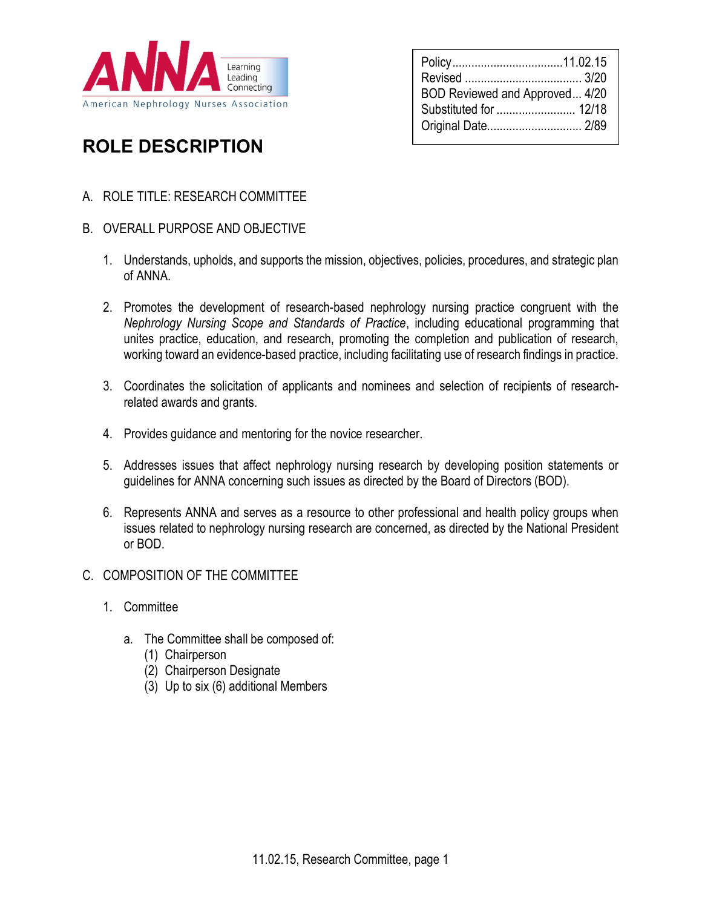ANNA Learning Leading Connecting
American Nephrology Nurses Association

| | |
|---|---|
| Policy | 11.02.15 |
| Revised | 3/20 |
| BOD Reviewed and Approved | 4/20 |
| Substituted for | 12/18 |
| Original Date | 2/89 |

# ROLE DESCRIPTION

A. ROLE TITLE: RESEARCH COMMITTEE

B. OVERALL PURPOSE AND OBJECTIVE

1. Understands, upholds, and supports the mission, objectives, policies, procedures, and strategic plan of ANNA.

2. Promotes the development of research-based nephrology nursing practice congruent with the *Nephrology Nursing Scope and Standards of Practice*, including educational programming that unites practice, education, and research, promoting the completion and publication of research, working toward an evidence-based practice, including facilitating use of research findings in practice.

3. Coordinates the solicitation of applicants and nominees and selection of recipients of research-related awards and grants.

4. Provides guidance and mentoring for the novice researcher.

5. Addresses issues that affect nephrology nursing research by developing position statements or guidelines for ANNA concerning such issues as directed by the Board of Directors (BOD).

6. Represents ANNA and serves as a resource to other professional and health policy groups when issues related to nephrology nursing research are concerned, as directed by the National President or BOD.

C. COMPOSITION OF THE COMMITTEE

1. Committee

   a. The Committee shall be composed of:
      (1) Chairperson
      (2) Chairperson Designate
      (3) Up to six (6) additional Members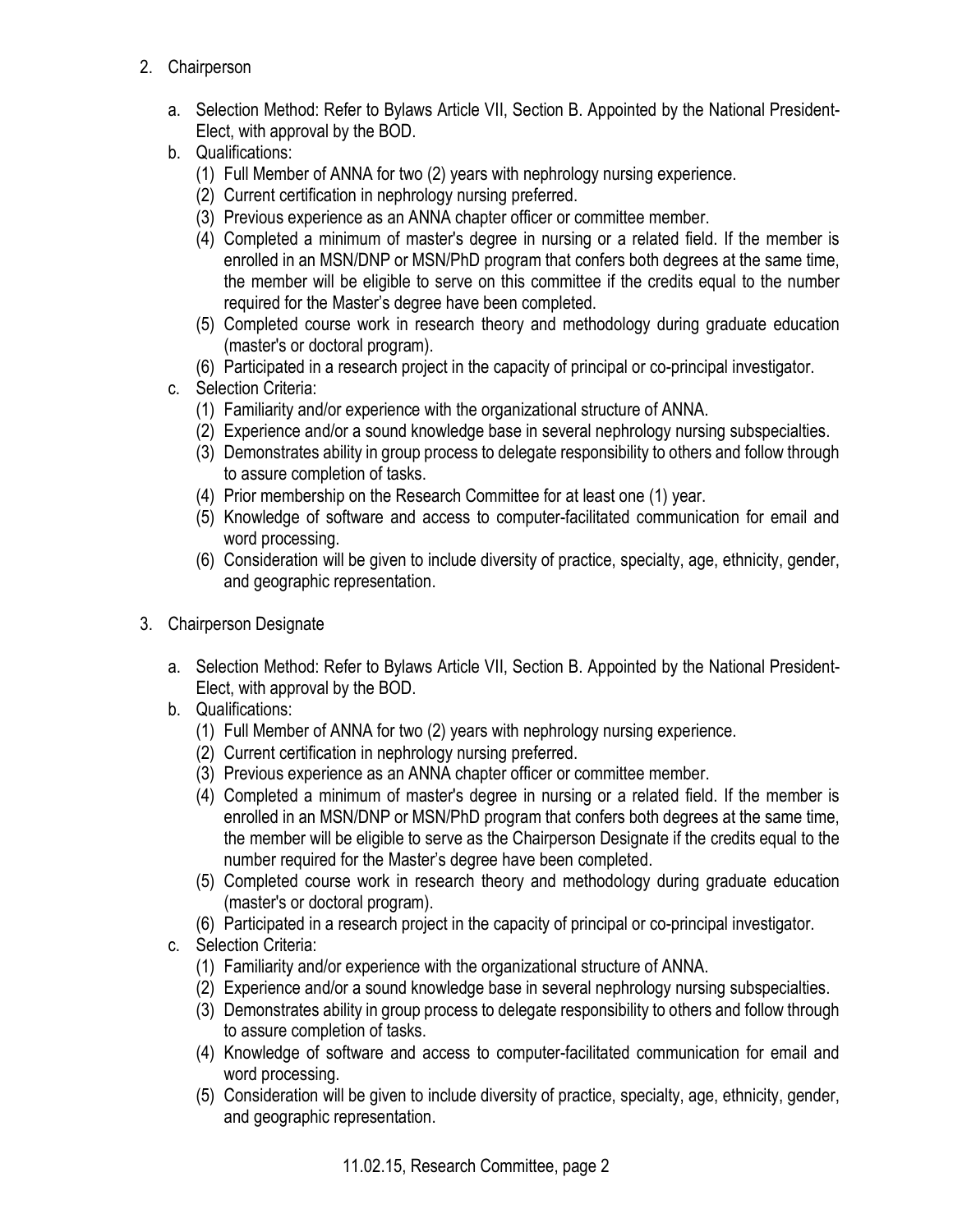2. Chairperson

   a. Selection Method: Refer to Bylaws Article VII, Section B. Appointed by the National President-Elect, with approval by the BOD.
   b. Qualifications:
      (1) Full Member of ANNA for two (2) years with nephrology nursing experience.
      (2) Current certification in nephrology nursing preferred.
      (3) Previous experience as an ANNA chapter officer or committee member.
      (4) Completed a minimum of master's degree in nursing or a related field. If the member is enrolled in an MSN/DNP or MSN/PhD program that confers both degrees at the same time, the member will be eligible to serve on this committee if the credits equal to the number required for the Master's degree have been completed.
      (5) Completed course work in research theory and methodology during graduate education (master's or doctoral program).
      (6) Participated in a research project in the capacity of principal or co-principal investigator.
   c. Selection Criteria:
      (1) Familiarity and/or experience with the organizational structure of ANNA.
      (2) Experience and/or a sound knowledge base in several nephrology nursing subspecialties.
      (3) Demonstrates ability in group process to delegate responsibility to others and follow through to assure completion of tasks.
      (4) Prior membership on the Research Committee for at least one (1) year.
      (5) Knowledge of software and access to computer-facilitated communication for email and word processing.
      (6) Consideration will be given to include diversity of practice, specialty, age, ethnicity, gender, and geographic representation.

3. Chairperson Designate

   a. Selection Method: Refer to Bylaws Article VII, Section B. Appointed by the National President-Elect, with approval by the BOD.
   b. Qualifications:
      (1) Full Member of ANNA for two (2) years with nephrology nursing experience.
      (2) Current certification in nephrology nursing preferred.
      (3) Previous experience as an ANNA chapter officer or committee member.
      (4) Completed a minimum of master's degree in nursing or a related field. If the member is enrolled in an MSN/DNP or MSN/PhD program that confers both degrees at the same time, the member will be eligible to serve as the Chairperson Designate if the credits equal to the number required for the Master's degree have been completed.
      (5) Completed course work in research theory and methodology during graduate education (master's or doctoral program).
      (6) Participated in a research project in the capacity of principal or co-principal investigator.
   c. Selection Criteria:
      (1) Familiarity and/or experience with the organizational structure of ANNA.
      (2) Experience and/or a sound knowledge base in several nephrology nursing subspecialties.
      (3) Demonstrates ability in group process to delegate responsibility to others and follow through to assure completion of tasks.
      (4) Knowledge of software and access to computer-facilitated communication for email and word processing.
      (5) Consideration will be given to include diversity of practice, specialty, age, ethnicity, gender, and geographic representation.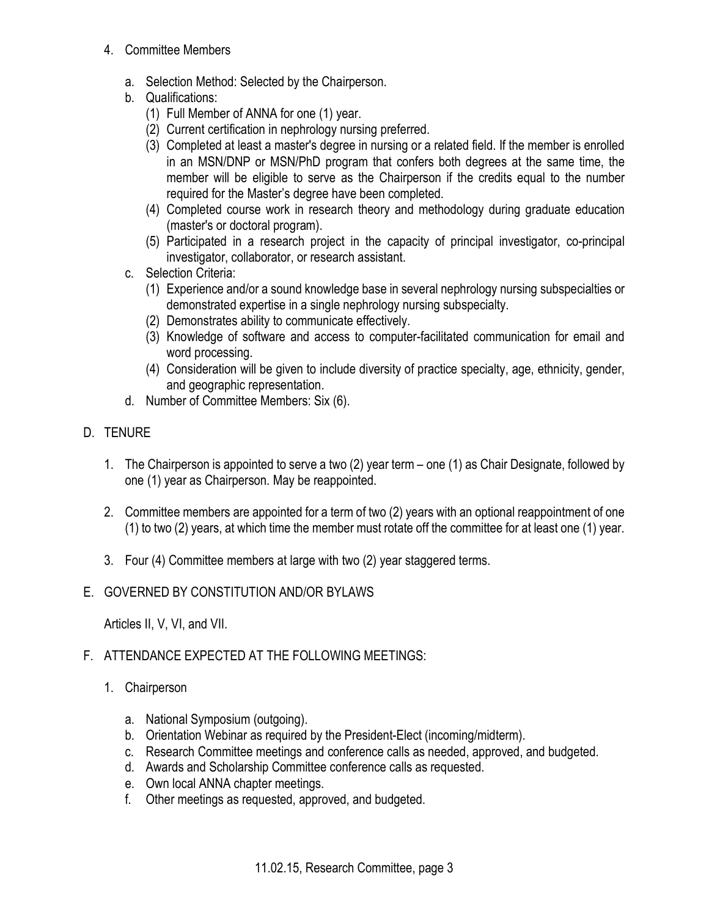4. Committee Members

   a. Selection Method: Selected by the Chairperson.

   b. Qualifications:

      (1) Full Member of ANNA for one (1) year.

      (2) Current certification in nephrology nursing preferred.

      (3) Completed at least a master's degree in nursing or a related field. If the member is enrolled in an MSN/DNP or MSN/PhD program that confers both degrees at the same time, the member will be eligible to serve as the Chairperson if the credits equal to the number required for the Master's degree have been completed.

      (4) Completed course work in research theory and methodology during graduate education (master's or doctoral program).

      (5) Participated in a research project in the capacity of principal investigator, co-principal investigator, collaborator, or research assistant.

   c. Selection Criteria:

      (1) Experience and/or a sound knowledge base in several nephrology nursing subspecialties or demonstrated expertise in a single nephrology nursing subspecialty.

      (2) Demonstrates ability to communicate effectively.

      (3) Knowledge of software and access to computer-facilitated communication for email and word processing.

      (4) Consideration will be given to include diversity of practice specialty, age, ethnicity, gender, and geographic representation.

   d. Number of Committee Members: Six (6).

## D. TENURE

1. The Chairperson is appointed to serve a two (2) year term – one (1) as Chair Designate, followed by one (1) year as Chairperson. May be reappointed.

2. Committee members are appointed for a term of two (2) years with an optional reappointment of one (1) to two (2) years, at which time the member must rotate off the committee for at least one (1) year.

3. Four (4) Committee members at large with two (2) year staggered terms.

## E. GOVERNED BY CONSTITUTION AND/OR BYLAWS

Articles II, V, VI, and VII.

## F. ATTENDANCE EXPECTED AT THE FOLLOWING MEETINGS:

1. Chairperson

   a. National Symposium (outgoing).

   b. Orientation Webinar as required by the President-Elect (incoming/midterm).

   c. Research Committee meetings and conference calls as needed, approved, and budgeted.

   d. Awards and Scholarship Committee conference calls as requested.

   e. Own local ANNA chapter meetings.

   f. Other meetings as requested, approved, and budgeted.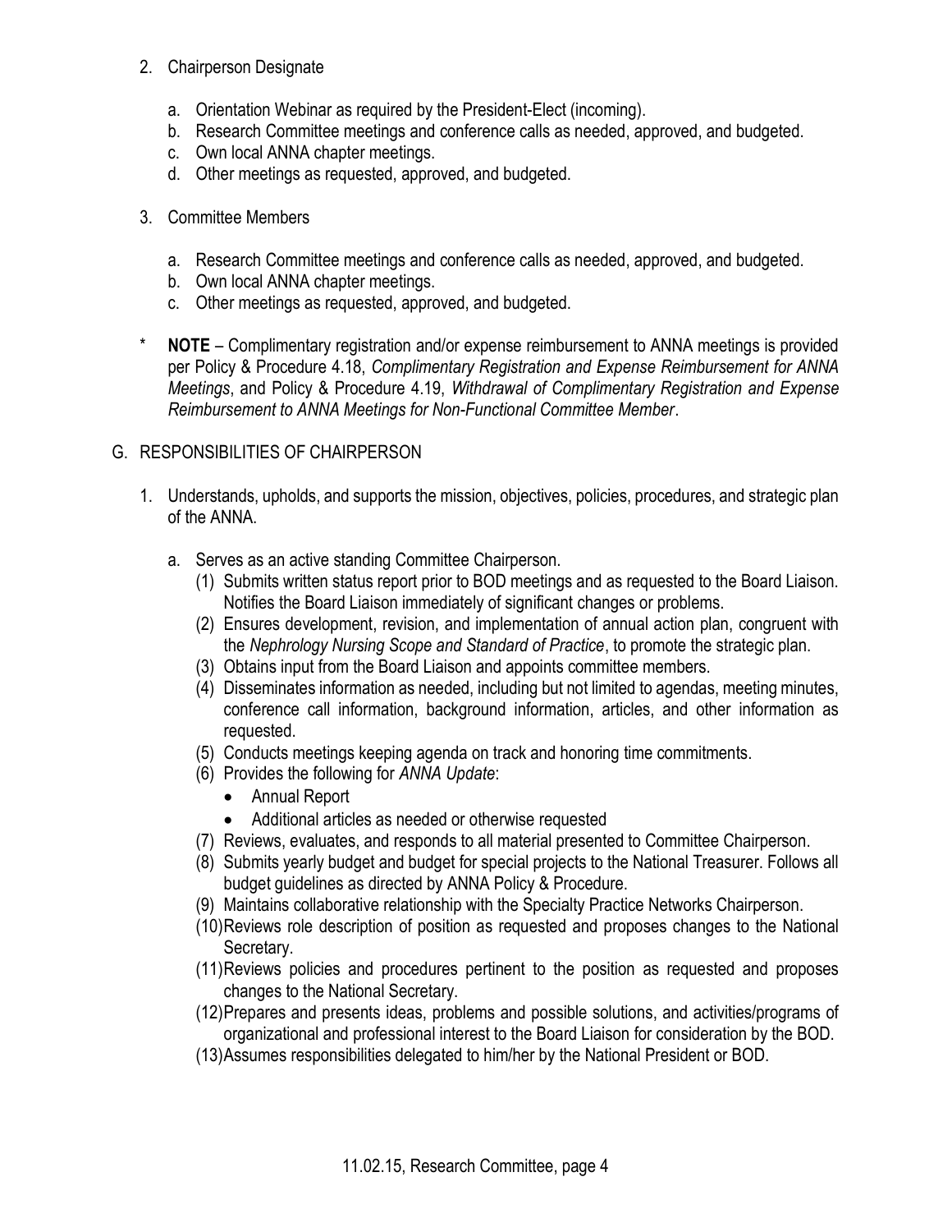2. Chairperson Designate

   a. Orientation Webinar as required by the President-Elect (incoming).
   b. Research Committee meetings and conference calls as needed, approved, and budgeted.
   c. Own local ANNA chapter meetings.
   d. Other meetings as requested, approved, and budgeted.

3. Committee Members

   a. Research Committee meetings and conference calls as needed, approved, and budgeted.
   b. Own local ANNA chapter meetings.
   c. Other meetings as requested, approved, and budgeted.

\* **NOTE** – Complimentary registration and/or expense reimbursement to ANNA meetings is provided per Policy & Procedure 4.18, *Complimentary Registration and Expense Reimbursement for ANNA Meetings*, and Policy & Procedure 4.19, *Withdrawal of Complimentary Registration and Expense Reimbursement to ANNA Meetings for Non-Functional Committee Member*.

G. RESPONSIBILITIES OF CHAIRPERSON

1. Understands, upholds, and supports the mission, objectives, policies, procedures, and strategic plan of the ANNA.

   a. Serves as an active standing Committee Chairperson.
      (1) Submits written status report prior to BOD meetings and as requested to the Board Liaison. Notifies the Board Liaison immediately of significant changes or problems.
      (2) Ensures development, revision, and implementation of annual action plan, congruent with the *Nephrology Nursing Scope and Standard of Practice*, to promote the strategic plan.
      (3) Obtains input from the Board Liaison and appoints committee members.
      (4) Disseminates information as needed, including but not limited to agendas, meeting minutes, conference call information, background information, articles, and other information as requested.
      (5) Conducts meetings keeping agenda on track and honoring time commitments.
      (6) Provides the following for *ANNA Update*:
      - Annual Report
      - Additional articles as needed or otherwise requested

      (7) Reviews, evaluates, and responds to all material presented to Committee Chairperson.
      (8) Submits yearly budget and budget for special projects to the National Treasurer. Follows all budget guidelines as directed by ANNA Policy & Procedure.
      (9) Maintains collaborative relationship with the Specialty Practice Networks Chairperson.
      (10) Reviews role description of position as requested and proposes changes to the National Secretary.
      (11) Reviews policies and procedures pertinent to the position as requested and proposes changes to the National Secretary.
      (12) Prepares and presents ideas, problems and possible solutions, and activities/programs of organizational and professional interest to the Board Liaison for consideration by the BOD.
      (13) Assumes responsibilities delegated to him/her by the National President or BOD.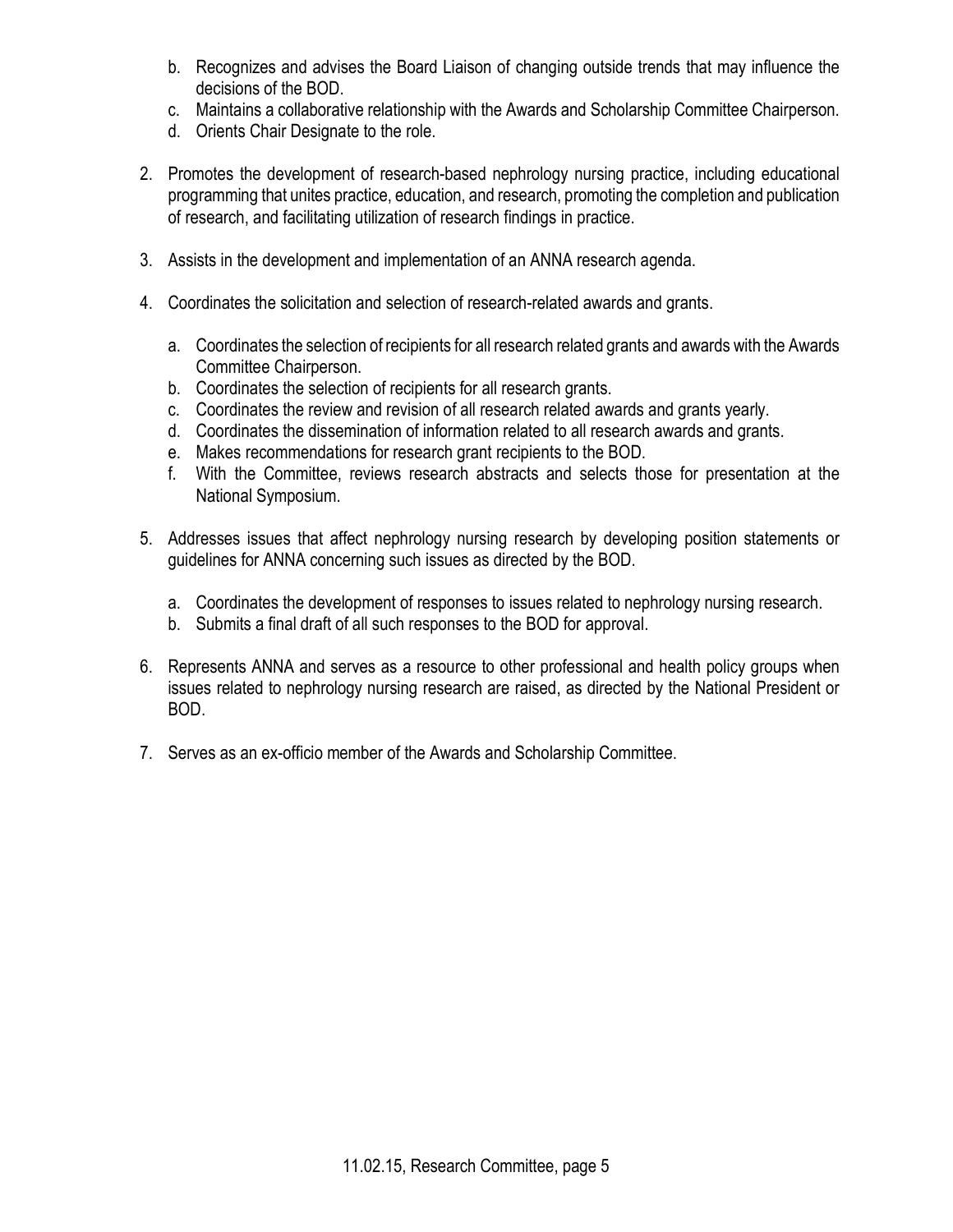b. Recognizes and advises the Board Liaison of changing outside trends that may influence the decisions of the BOD.
   c. Maintains a collaborative relationship with the Awards and Scholarship Committee Chairperson.
   d. Orients Chair Designate to the role.

2. Promotes the development of research-based nephrology nursing practice, including educational programming that unites practice, education, and research, promoting the completion and publication of research, and facilitating utilization of research findings in practice.

3. Assists in the development and implementation of an ANNA research agenda.

4. Coordinates the solicitation and selection of research-related awards and grants.

   a. Coordinates the selection of recipients for all research related grants and awards with the Awards Committee Chairperson.
   b. Coordinates the selection of recipients for all research grants.
   c. Coordinates the review and revision of all research related awards and grants yearly.
   d. Coordinates the dissemination of information related to all research awards and grants.
   e. Makes recommendations for research grant recipients to the BOD.
   f. With the Committee, reviews research abstracts and selects those for presentation at the National Symposium.

5. Addresses issues that affect nephrology nursing research by developing position statements or guidelines for ANNA concerning such issues as directed by the BOD.

   a. Coordinates the development of responses to issues related to nephrology nursing research.
   b. Submits a final draft of all such responses to the BOD for approval.

6. Represents ANNA and serves as a resource to other professional and health policy groups when issues related to nephrology nursing research are raised, as directed by the National President or BOD.

7. Serves as an ex-officio member of the Awards and Scholarship Committee.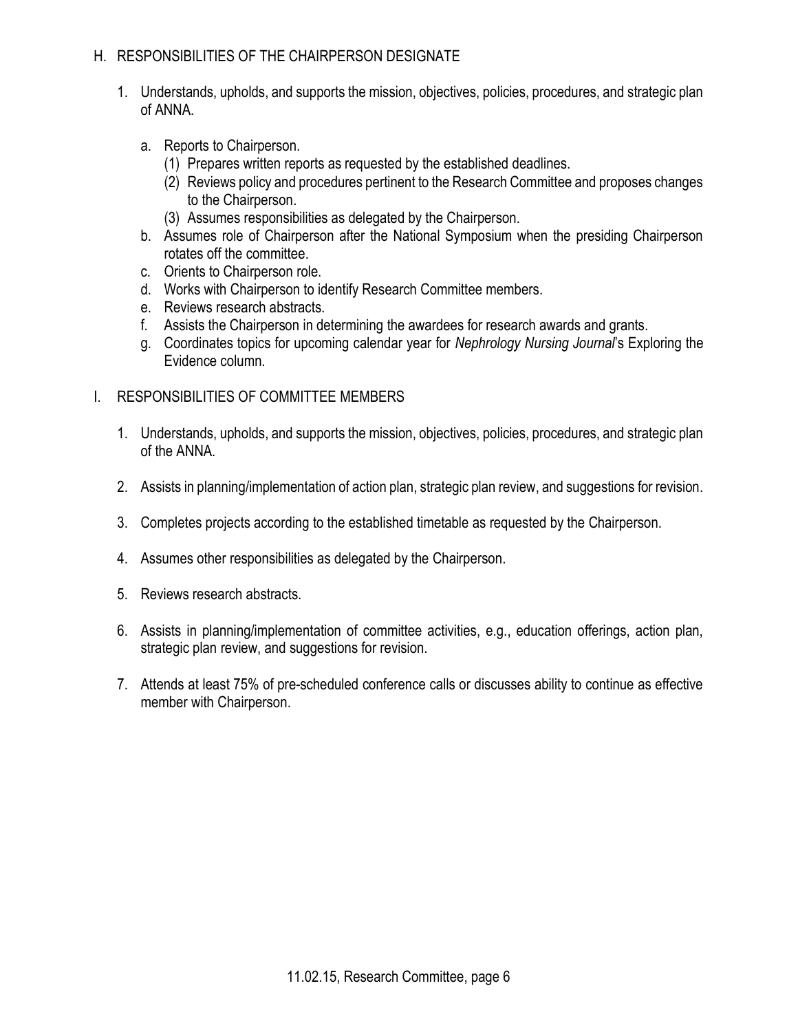## H. RESPONSIBILITIES OF THE CHAIRPERSON DESIGNATE

1. Understands, upholds, and supports the mission, objectives, policies, procedures, and strategic plan of ANNA.

   a. Reports to Chairperson.
      (1) Prepares written reports as requested by the established deadlines.
      (2) Reviews policy and procedures pertinent to the Research Committee and proposes changes to the Chairperson.
      (3) Assumes responsibilities as delegated by the Chairperson.

   b. Assumes role of Chairperson after the National Symposium when the presiding Chairperson rotates off the committee.

   c. Orients to Chairperson role.

   d. Works with Chairperson to identify Research Committee members.

   e. Reviews research abstracts.

   f. Assists the Chairperson in determining the awardees for research awards and grants.

   g. Coordinates topics for upcoming calendar year for *Nephrology Nursing Journal*'s Exploring the Evidence column.

## I. RESPONSIBILITIES OF COMMITTEE MEMBERS

1. Understands, upholds, and supports the mission, objectives, policies, procedures, and strategic plan of the ANNA.

2. Assists in planning/implementation of action plan, strategic plan review, and suggestions for revision.

3. Completes projects according to the established timetable as requested by the Chairperson.

4. Assumes other responsibilities as delegated by the Chairperson.

5. Reviews research abstracts.

6. Assists in planning/implementation of committee activities, e.g., education offerings, action plan, strategic plan review, and suggestions for revision.

7. Attends at least 75% of pre-scheduled conference calls or discusses ability to continue as effective member with Chairperson.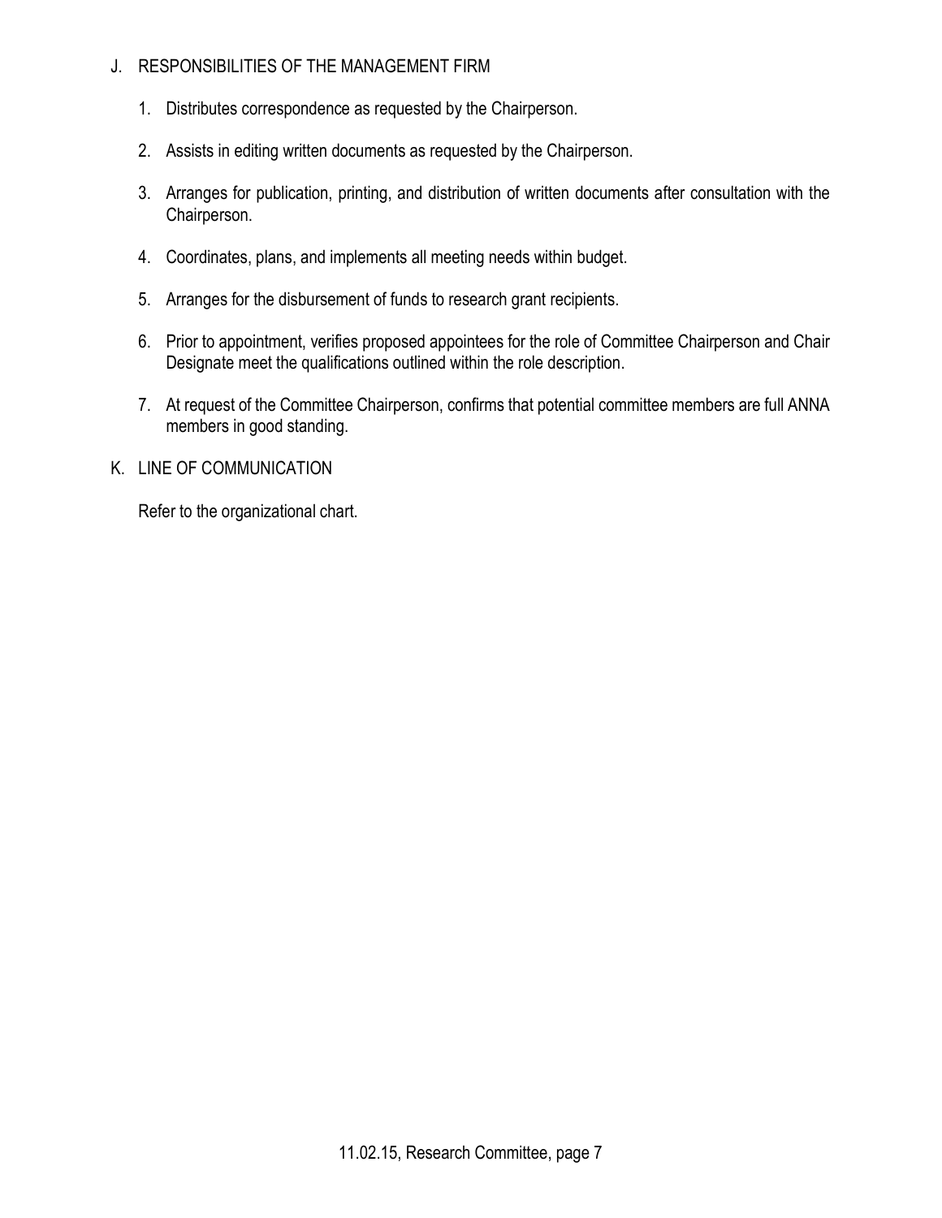## J. RESPONSIBILITIES OF THE MANAGEMENT FIRM

1. Distributes correspondence as requested by the Chairperson.

2. Assists in editing written documents as requested by the Chairperson.

3. Arranges for publication, printing, and distribution of written documents after consultation with the Chairperson.

4. Coordinates, plans, and implements all meeting needs within budget.

5. Arranges for the disbursement of funds to research grant recipients.

6. Prior to appointment, verifies proposed appointees for the role of Committee Chairperson and Chair Designate meet the qualifications outlined within the role description.

7. At request of the Committee Chairperson, confirms that potential committee members are full ANNA members in good standing.

## K. LINE OF COMMUNICATION

Refer to the organizational chart.